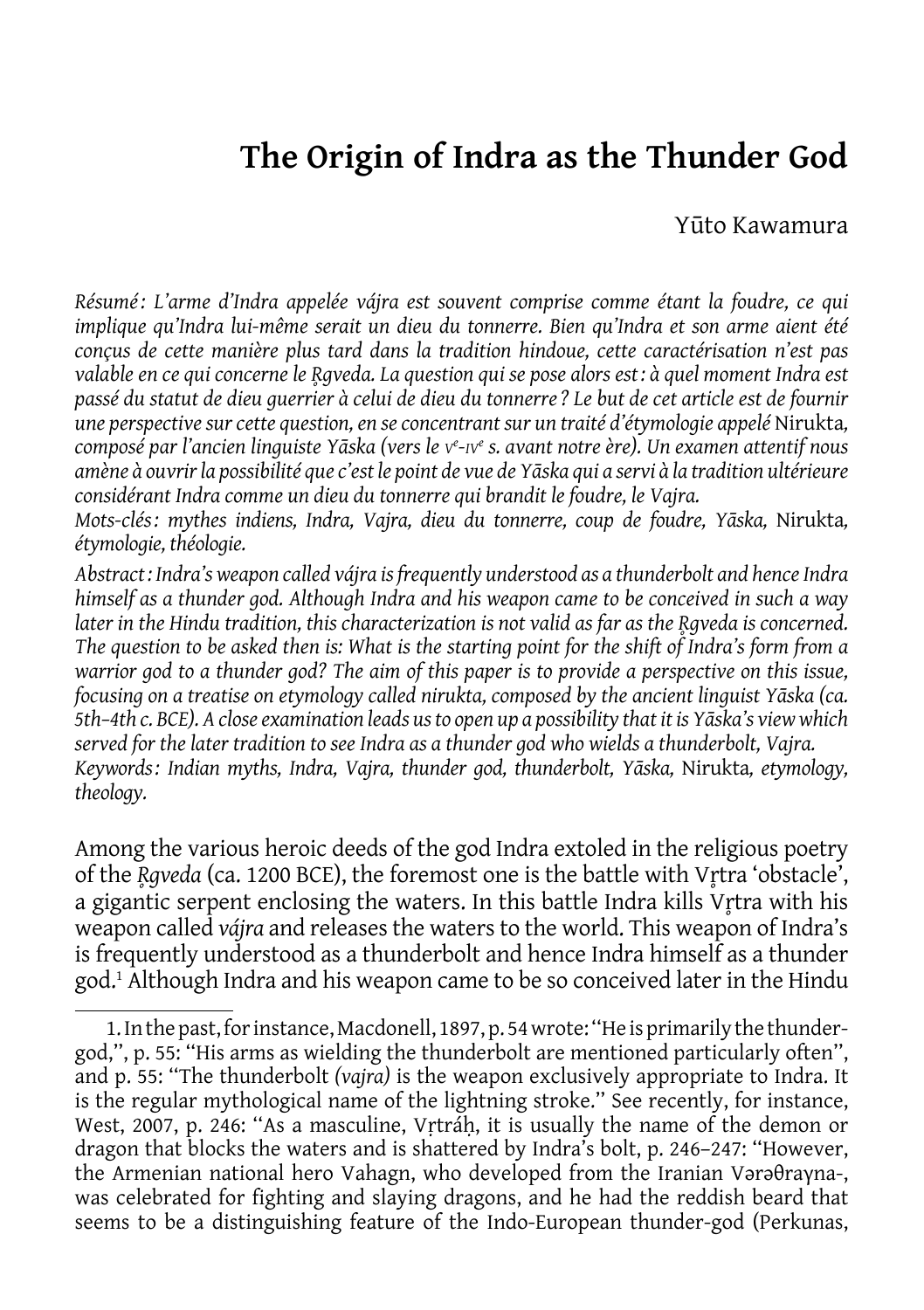# The Origin of Indra as the Thunder God

Yūto Kawamura

*Résumé : L'arme d'Indra appelée vájra est souvent comprise comme étant la foudre, ce qui implique qu'Indra lui-même serait un dieu du tonnerre. Bien qu'Indra et son arme aient été conçus de cette manière plus tard dans la tradition hindoue, cette caractérisation n'est pas valable en ce qui concerne le Ṛgveda. La question qui se pose alors est : à quel moment Indra est passé du statut de dieu guerrier à celui de dieu du tonnerre ? Le but de cet article est de fournir une perspective sur cette question, en se concentrant sur un traité d'étymologie appelé* Nirukta*, composé par l'ancien linguiste Yāska (vers le* v*e*-iv*e s. avant notre ère). Un examen attentif nous amène à ouvrir la possibilité que c'est le point de vue de Yāska qui a servi à la tradition ultérieure considérant Indra comme un dieu du tonnerre qui brandit le foudre, le Vajra.*

*Mots-clés : mythes indiens, Indra, Vajra, dieu du tonnerre, coup de foudre, Yāska,* Nirukta*, étymologie, théologie.*

*Abstract : Indra's weapon called vájra is frequently understood as a thunderbolt and hence Indra himself as a thunder god. Although Indra and his weapon came to be conceived in such a way later in the Hindu tradition, this characterization is not valid as far as the Ṛgveda is concerned. The question to be asked then is: What is the starting point for the shift of Indra's form from a warrior god to a thunder god? The aim of this paper is to provide a perspective on this issue, focusing on a treatise on etymology called nirukta, composed by the ancient linguist Yāska (ca. 5th–4th c. BCE). A close examination leads us to open up a possibility that it is Yāska's view which served for the later tradition to see Indra as a thunder god who wields a thunderbolt, Vajra.*

*Keywords : Indian myths, Indra, Vajra, thunder god, thunderbolt, Yāska,* Nirukta*, etymology, theology.*

Among the various heroic deeds of the god Indra extoled in the religious poetry of the *Ṛgveda* (ca. 1200 BCE), the foremost one is the battle with Vṛtra 'obstacle', a gigantic serpent enclosing the waters. In this battle Indra kills Vṛtra with his weapon called *vájra* and releases the waters to the world. This weapon of Indra's is frequently understood as a thunderbolt and hence Indra himself as a thunder god.[1] Although Indra and his weapon came to be so conceived later in the Hindu

1. In the past, for instance, Macdonell, 1897, p. 54 wrote: "He is primarily the thunder-god,", p. 55: "His arms as wielding the thunderbolt are mentioned particularly often", and p. 55: "The thunderbolt *(vajra)* is the weapon exclusively appropriate to Indra. It is the regular mythological name of the lightning stroke." See recently, for instance, West, 2007, p. 246: "As a masculine, Vṛtráḥ, it is usually the name of the demon or dragon that blocks the waters and is shattered by Indra's bolt, p. 246–247: "However, the Armenian national hero Vahagn, who developed from the Iranian Vərəθrayna-, was celebrated for fighting and slaying dragons, and he had the reddish beard that seems to be a distinguishing feature of the Indo-European thunder-god (Perkunas,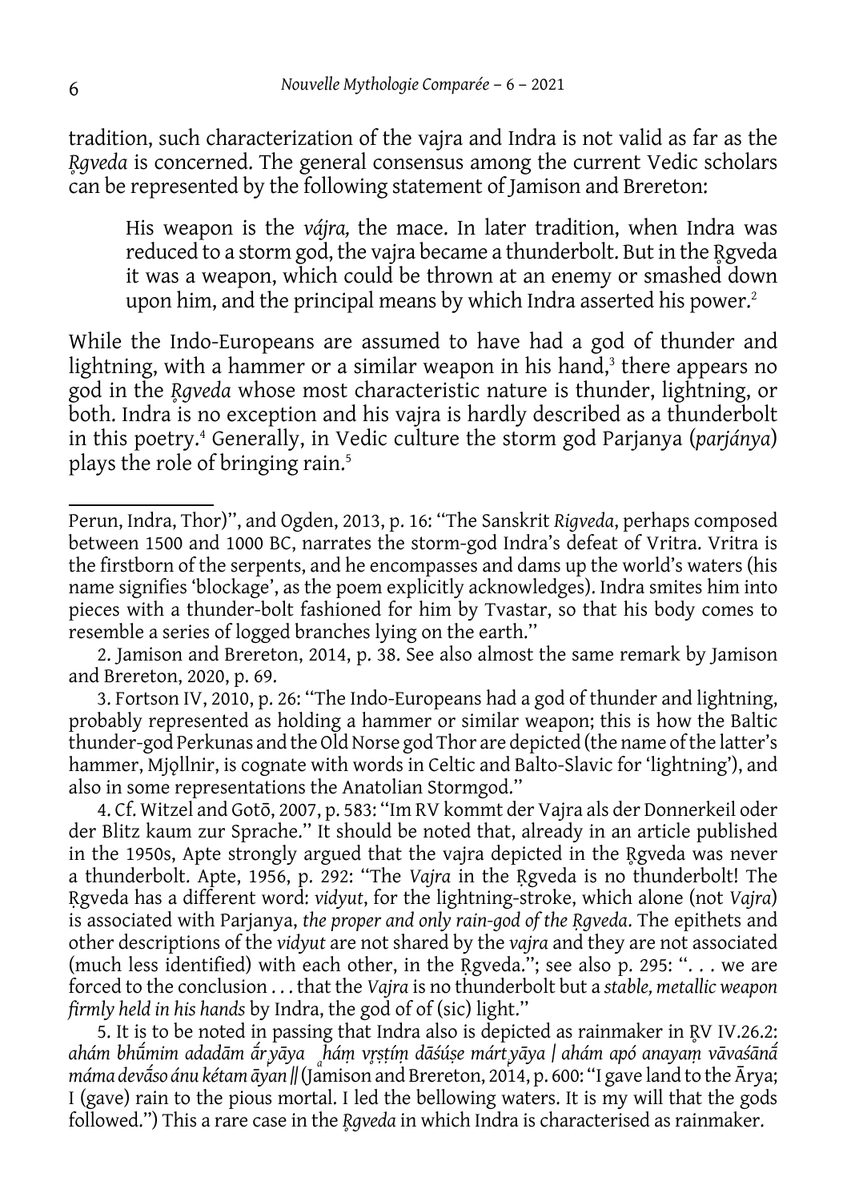tradition, such characterization of the vajra and Indra is not valid as far as the *Ṛgveda* is concerned. The general consensus among the current Vedic scholars can be represented by the following statement of Jamison and Brereton:

> His weapon is the *vájra,* the mace. In later tradition, when Indra was reduced to a storm god, the vajra became a thunderbolt. But in the Ṛgveda it was a weapon, which could be thrown at an enemy or smashed down upon him, and the principal means by which Indra asserted his power.[2]

While the Indo-Europeans are assumed to have had a god of thunder and lightning, with a hammer or a similar weapon in his hand,[3] there appears no god in the *Ṛgveda* whose most characteristic nature is thunder, lightning, or both. Indra is no exception and his vajra is hardly described as a thunderbolt in this poetry.[4] Generally, in Vedic culture the storm god Parjanya (*parjánya*) plays the role of bringing rain.[5]

---

Perun, Indra, Thor)", and Ogden, 2013, p. 16: "The Sanskrit *Rigveda*, perhaps composed between 1500 and 1000 BC, narrates the storm-god Indra's defeat of Vritra. Vritra is the firstborn of the serpents, and he encompasses and dams up the world's waters (his name signifies 'blockage', as the poem explicitly acknowledges). Indra smites him into pieces with a thunder-bolt fashioned for him by Tvastar, so that his body comes to resemble a series of logged branches lying on the earth."

2. Jamison and Brereton, 2014, p. 38. See also almost the same remark by Jamison and Brereton, 2020, p. 69.

3. Fortson IV, 2010, p. 26: "The Indo-Europeans had a god of thunder and lightning, probably represented as holding a hammer or similar weapon; this is how the Baltic thunder-god Perkunas and the Old Norse god Thor are depicted (the name of the latter's hammer, Mjǫllnir, is cognate with words in Celtic and Balto-Slavic for 'lightning'), and also in some representations the Anatolian Stormgod."

4. Cf. Witzel and Gotō, 2007, p. 583: "Im RV kommt der Vajra als der Donnerkeil oder der Blitz kaum zur Sprache." It should be noted that, already in an article published in the 1950s, Apte strongly argued that the vajra depicted in the Ṛgveda was never a thunderbolt. Apte, 1956, p. 292: "The *Vajra* in the Ṛgveda is no thunderbolt! The Ṛgveda has a different word: *vidyut*, for the lightning-stroke, which alone (not *Vajra*) is associated with Parjanya, *the proper and only rain-god of the Ṛgveda*. The epithets and other descriptions of the *vidyut* are not shared by the *vajra* and they are not associated (much less identified) with each other, in the Ṛgveda."; see also p. 295: ". . . we are forced to the conclusion . . . that the *Vajra* is no thunderbolt but a *stable, metallic weapon firmly held in his hands* by Indra, the god of of (sic) light."

5. It is to be noted in passing that Indra also is depicted as rainmaker in ṚV IV.26.2: *ahám bhū́mim adadām ā́ryāya ₐhám vṛṣṭíṃ dāśúṣe mártyāya | ahám apó anayaṃ vāvaśānā́ máma devā́so ánu kétam āyan ||* (Jamison and Brereton, 2014, p. 600: "I gave land to the Ārya; I (gave) rain to the pious mortal. I led the bellowing waters. It is my will that the gods followed.") This a rare case in the *Ṛgveda* in which Indra is characterised as rainmaker.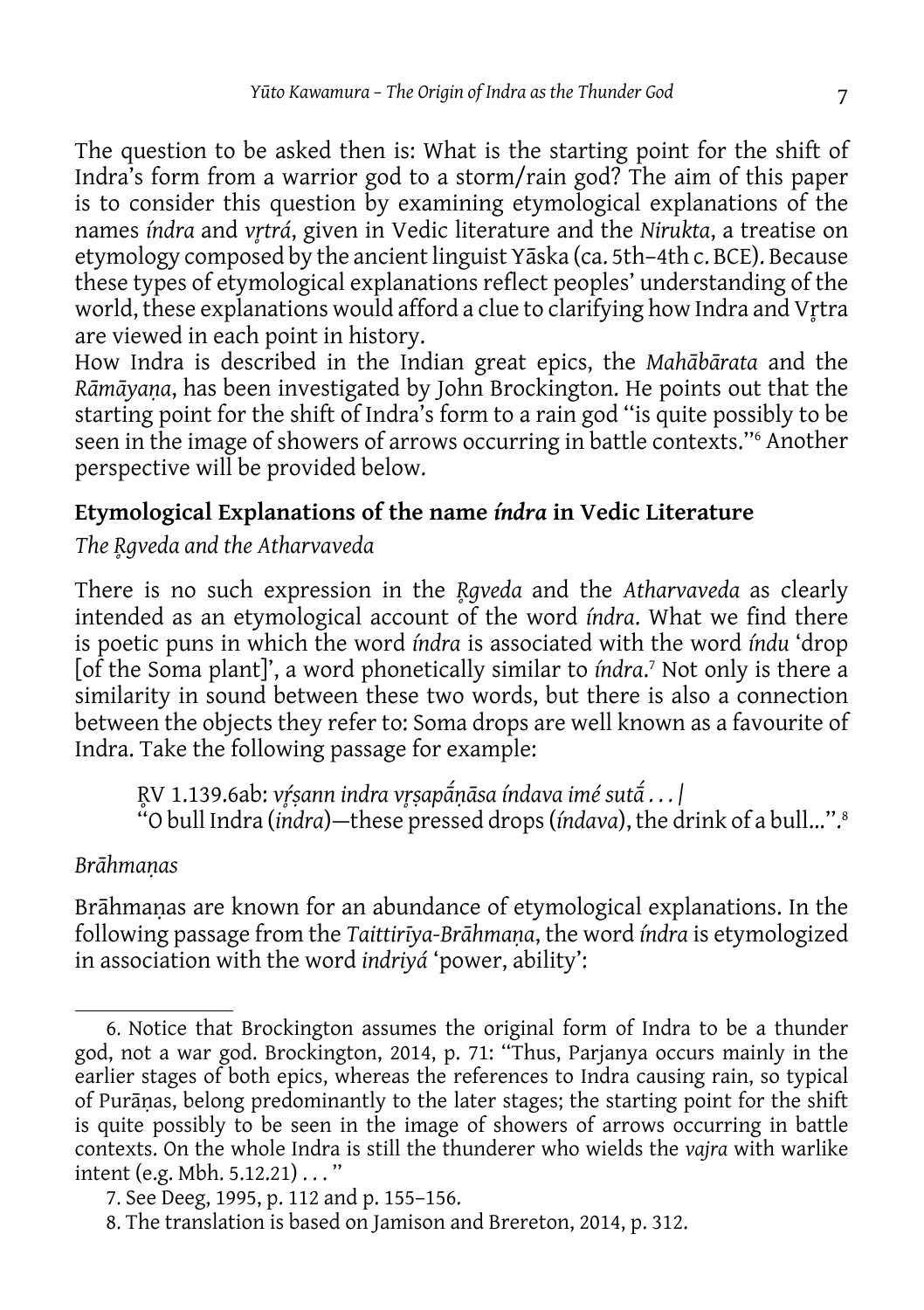The question to be asked then is: What is the starting point for the shift of Indra's form from a warrior god to a storm/rain god? The aim of this paper is to consider this question by examining etymological explanations of the names *índra* and *vṛtrá*, given in Vedic literature and the *Nirukta*, a treatise on etymology composed by the ancient linguist Yāska (ca. 5th–4th c. BCE). Because these types of etymological explanations reflect peoples' understanding of the world, these explanations would afford a clue to clarifying how Indra and Vṛtra are viewed in each point in history.

How Indra is described in the Indian great epics, the *Mahābārata* and the *Rāmāyaṇa*, has been investigated by John Brockington. He points out that the starting point for the shift of Indra's form to a rain god "is quite possibly to be seen in the image of showers of arrows occurring in battle contexts."[6] Another perspective will be provided below.

## Etymological Explanations of the name *índra* in Vedic Literature

### *The Ṛgveda and the Atharvaveda*

There is no such expression in the *Ṛgveda* and the *Atharvaveda* as clearly intended as an etymological account of the word *índra*. What we find there is poetic puns in which the word *índra* is associated with the word *índu* 'drop [of the Soma plant]', a word phonetically similar to *índra*.[7] Not only is there a similarity in sound between these two words, but there is also a connection between the objects they refer to: Soma drops are well known as a favourite of Indra. Take the following passage for example:

> ṚV 1.139.6ab: *vṛ́ṣann indra vṛṣapā́ṇāsa índava imé sutā́ . . . |*
> "O bull Indra (*indra*)—these pressed drops (*índava*), the drink of a bull...".[8]

### *Brāhmaṇas*

Brāhmaṇas are known for an abundance of etymological explanations. In the following passage from the *Taittirīya-Brāhmaṇa*, the word *índra* is etymologized in association with the word *indriyá* 'power, ability':

---

6. Notice that Brockington assumes the original form of Indra to be a thunder god, not a war god. Brockington, 2014, p. 71: "Thus, Parjanya occurs mainly in the earlier stages of both epics, whereas the references to Indra causing rain, so typical of Purāṇas, belong predominantly to the later stages; the starting point for the shift is quite possibly to be seen in the image of showers of arrows occurring in battle contexts. On the whole Indra is still the thunderer who wields the *vajra* with warlike intent (e.g. Mbh. 5.12.21) . . . "

7. See Deeg, 1995, p. 112 and p. 155–156.

8. The translation is based on Jamison and Brereton, 2014, p. 312.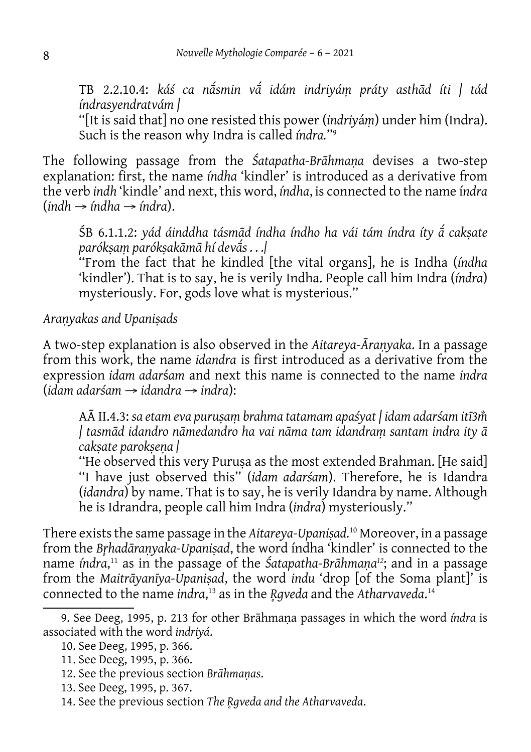TB 2.2.10.4: *káś ca nā́smin vā́ idám indriyáṃ práty asthād íti | tád índrasyendratvám |*
"[It is said that] no one resisted this power (*indriyáṃ*) under him (Indra). Such is the reason why Indra is called *índra.*"[9]

The following passage from the *Śatapatha-Brāhmaṇa* devises a two-step explanation: first, the name *índha* 'kindler' is introduced as a derivative from the verb *indh* 'kindle' and next, this word, *índha*, is connected to the name *índra* (*indh* → *índha* → *índra*).

ŚB 6.1.1.2: *yád áinddha tásmād índha índho ha vái tám índra íty ā́ cakṣate paróḱṣaṃ paróḱṣakāmā hí devā́s . . .|*
"From the fact that he kindled [the vital organs], he is Indha (*índha* 'kindler'). That is to say, he is verily Indha. People call him Indra (*índra*) mysteriously. For, gods love what is mysterious."

*Araṇyakas and Upaniṣads*

A two-step explanation is also observed in the *Aitareya-Āraṇyaka*. In a passage from this work, the name *idandra* is first introduced as a derivative from the expression *idam adarśam* and next this name is connected to the name *indra* (*idam adarśam* → *idandra* → *indra*):

AĀ II.4.3: *sa etam eva puruṣaṃ brahma tatamam apaśyat | idam adarśam itī3m̐ | tasmād idandro nāmedandro ha vai nāma tam idandraṃ santam indra ity ā cakṣate parokṣeṇa |*
"He observed this very Puruṣa as the most extended Brahman. [He said] "I have just observed this" (*idam adarśam*). Therefore, he is Idandra (*idandra*) by name. That is to say, he is verily Idandra by name. Although he is Idrandra, people call him Indra (*indra*) mysteriously."

There exists the same passage in the *Aitareya-Upaniṣad.*[10] Moreover, in a passage from the *Bṛhadāraṇyaka-Upaniṣad*, the word índha 'kindler' is connected to the name *índra*,[11] as in the passage of the *Śatapatha-Brāhmaṇa*[12]; and in a passage from the *Maitrāyanīya-Upaniṣad*, the word *indu* 'drop [of the Soma plant]' is connected to the name *indra*,[13] as in the *Ṛgveda* and the *Atharvaveda*.[14]

9. See Deeg, 1995, p. 213 for other Brāhmaṇa passages in which the word *índra* is associated with the word *indriyá*.

10. See Deeg, 1995, p. 366.

11. See Deeg, 1995, p. 366.

12. See the previous section *Brāhmaṇas*.

13. See Deeg, 1995, p. 367.

14. See the previous section *The Ṛgveda and the Atharvaveda*.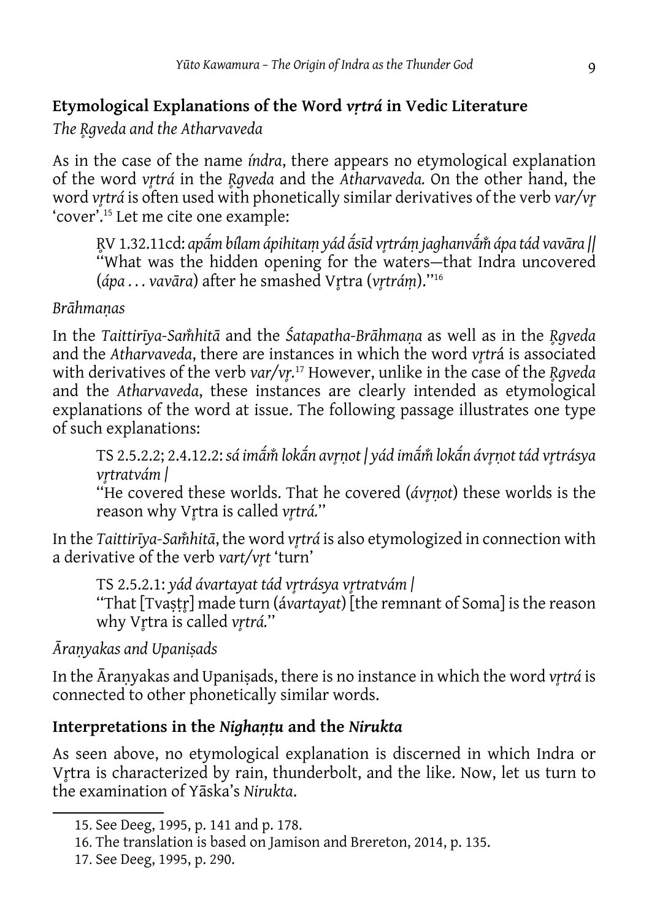## Etymological Explanations of the Word *vṛtrá* in Vedic Literature

*The Ṛgveda and the Atharvaveda*

As in the case of the name *índra*, there appears no etymological explanation of the word *vṛtrá* in the *Ṛgveda* and the *Atharvaveda.* On the other hand, the word *vṛtrá* is often used with phonetically similar derivatives of the verb *var/vṛ* 'cover'.[15] Let me cite one example:

> ṚV 1.32.11cd: *apā́m bílam ápihitaṃ yád ā́sīd vṛtráṃ jaghanvā́m̐ ápa tád vavāra ||*
> "What was the hidden opening for the waters—that Indra uncovered (*ápa . . . vavāra*) after he smashed Vṛtra (*vṛtráṃ*)."[16]

*Brāhmaṇas*

In the *Taittirīya-Saṁhitā* and the *Śatapatha-Brāhmaṇa* as well as in the *Ṛgveda* and the *Atharvaveda*, there are instances in which the word *vṛtrá* is associated with derivatives of the verb *var/vṛ.*[17] However, unlike in the case of the *Ṛgveda* and the *Atharvaveda*, these instances are clearly intended as etymological explanations of the word at issue. The following passage illustrates one type of such explanations:

> TS 2.5.2.2; 2.4.12.2: *sá imā́m̐ lokā́n avṛṇot | yád imā́m̐ lokā́n ávṛṇot tád vṛtrásya vṛtratvám |*
> "He covered these worlds. That he covered (*ávṛṇot*) these worlds is the reason why Vṛtra is called *vṛtrá.*"

In the *Taittirīya-Saṁhitā*, the word *vṛtrá* is also etymologized in connection with a derivative of the verb *vart/vṛt* 'turn'

> TS 2.5.2.1: *yád ávartayat tád vṛtrásya vṛtratvám |*
> "That [Tvaṣṭṛ] made turn (*ávartayat*) [the remnant of Soma] is the reason why Vṛtra is called *vṛtrá.*"

*Āraṇyakas and Upaniṣads*

In the Āraṇyakas and Upaniṣads, there is no instance in which the word *vṛtrá* is connected to other phonetically similar words.

## Interpretations in the *Nighaṇṭu* and the *Nirukta*

As seen above, no etymological explanation is discerned in which Indra or Vṛtra is characterized by rain, thunderbolt, and the like. Now, let us turn to the examination of Yāska's *Nirukta.*

---

15. See Deeg, 1995, p. 141 and p. 178.
16. The translation is based on Jamison and Brereton, 2014, p. 135.
17. See Deeg, 1995, p. 290.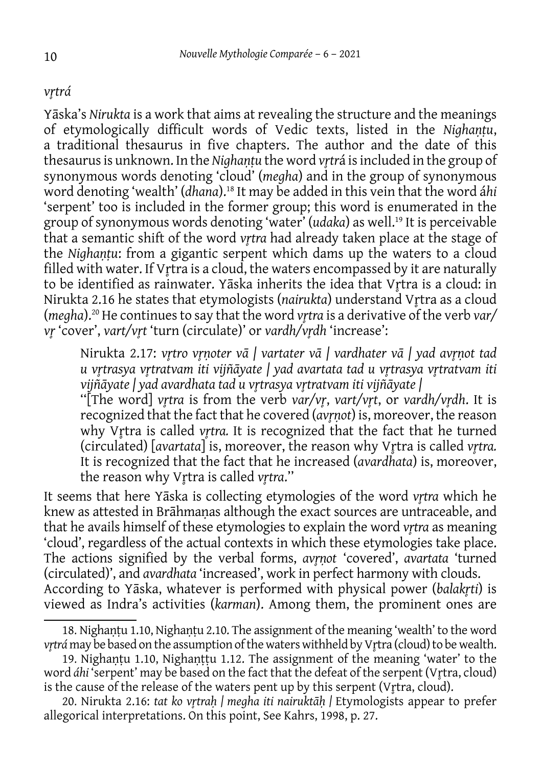*vr̥trá*

Yāska's *Nirukta* is a work that aims at revealing the structure and the meanings of etymologically difficult words of Vedic texts, listed in the *Nighaṇṭu*, a traditional thesaurus in five chapters. The author and the date of this thesaurus is unknown. In the *Nighaṇṭu* the word *vr̥trá* is included in the group of synonymous words denoting 'cloud' (*megha*) and in the group of synonymous word denoting 'wealth' (*dhana*).[18] It may be added in this vein that the word *áhi* 'serpent' too is included in the former group; this word is enumerated in the group of synonymous words denoting 'water' (*udaka*) as well.[19] It is perceivable that a semantic shift of the word *vr̥tra* had already taken place at the stage of the *Nighaṇṭu*: from a gigantic serpent which dams up the waters to a cloud filled with water. If Vr̥tra is a cloud, the waters encompassed by it are naturally to be identified as rainwater. Yāska inherits the idea that Vr̥tra is a cloud: in Nirukta 2.16 he states that etymologists (*nairukta*) understand Vr̥tra as a cloud (*megha*).[20] He continues to say that the word *vr̥tra* is a derivative of the verb *var/vr̥* 'cover', *vart/vr̥t* 'turn (circulate)' or *vardh/vr̥dh* 'increase':

> Nirukta 2.17: *vr̥tro vr̥ṇoter vā | vartater vā | vardhater vā | yad avr̥ṇot tad u vr̥trasya vr̥tratvam iti vijñāyate | yad avartata tad u vr̥trasya vr̥tratvam iti vijñāyate | yad avardhata tad u vr̥trasya vr̥tratvam iti vijñāyate |*
>
> "[The word] *vr̥tra* is from the verb *var/vr̥*, *vart/vr̥t*, or *vardh/vr̥dh*. It is recognized that the fact that he covered (*avr̥ṇot*) is, moreover, the reason why Vr̥tra is called *vr̥tra.* It is recognized that the fact that he turned (circulated) [*avartata*] is, moreover, the reason why Vr̥tra is called *vr̥tra.* It is recognized that the fact that he increased (*avardhata*) is, moreover, the reason why Vr̥tra is called *vr̥tra*."

It seems that here Yāska is collecting etymologies of the word *vr̥tra* which he knew as attested in Brāhmaṇas although the exact sources are untraceable, and that he avails himself of these etymologies to explain the word *vr̥tra* as meaning 'cloud', regardless of the actual contexts in which these etymologies take place. The actions signified by the verbal forms, *avr̥ṇot* 'covered', *avartata* 'turned (circulated)', and *avardhata* 'increased', work in perfect harmony with clouds.

According to Yāska, whatever is performed with physical power (*balakr̥ti*) is viewed as Indra's activities (*karman*). Among them, the prominent ones are

---

18. Nighaṇṭu 1.10, Nighaṇṭu 2.10. The assignment of the meaning 'wealth' to the word *vr̥trá* may be based on the assumption of the waters withheld by Vr̥tra (cloud) to be wealth.

19. Nighaṇṭu 1.10, Nighaṇṭṭu 1.12. The assignment of the meaning 'water' to the word *áhi* 'serpent' may be based on the fact that the defeat of the serpent (Vr̥tra, cloud) is the cause of the release of the waters pent up by this serpent (Vr̥tra, cloud).

20. Nirukta 2.16: *tat ko vr̥traḥ | megha iti nairuktāḥ |* Etymologists appear to prefer allegorical interpretations. On this point, See Kahrs, 1998, p. 27.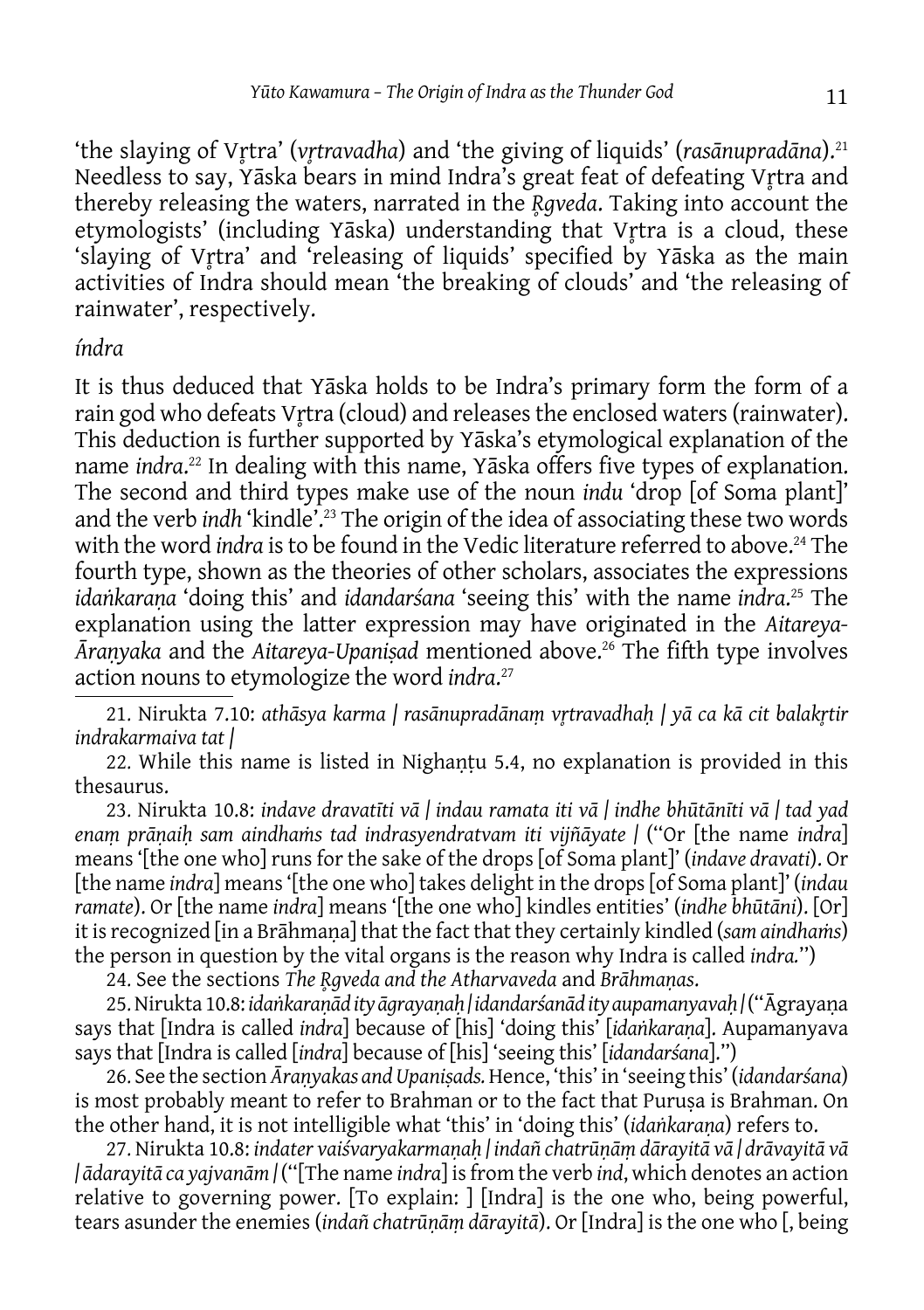'the slaying of Vṛtra' (*vṛtravadha*) and 'the giving of liquids' (*rasānupradāna*).[21] Needless to say, Yāska bears in mind Indra's great feat of defeating Vṛtra and thereby releasing the waters, narrated in the *Ṛgveda*. Taking into account the etymologists' (including Yāska) understanding that Vṛtra is a cloud, these 'slaying of Vṛtra' and 'releasing of liquids' specified by Yāska as the main activities of Indra should mean 'the breaking of clouds' and 'the releasing of rainwater', respectively.

*índra*

It is thus deduced that Yāska holds to be Indra's primary form the form of a rain god who defeats Vṛtra (cloud) and releases the enclosed waters (rainwater). This deduction is further supported by Yāska's etymological explanation of the name *indra*.[22] In dealing with this name, Yāska offers five types of explanation. The second and third types make use of the noun *indu* 'drop [of Soma plant]' and the verb *indh* 'kindle'.[23] The origin of the idea of associating these two words with the word *indra* is to be found in the Vedic literature referred to above.[24] The fourth type, shown as the theories of other scholars, associates the expressions *idaṅkaraṇa* 'doing this' and *idandarśana* 'seeing this' with the name *indra*.[25] The explanation using the latter expression may have originated in the *Aitareya-Āraṇyaka* and the *Aitareya-Upaniṣad* mentioned above.[26] The fifth type involves action nouns to etymologize the word *indra*.[27]

---

21. Nirukta 7.10: *athāsya karma | rasānupradānaṃ vṛtravadhaḥ | yā ca kā cit balakṛtir indrakarmaiva tat |*

22. While this name is listed in Nighaṇṭu 5.4, no explanation is provided in this thesaurus.

23. Nirukta 10.8: *indave dravatīti vā | indau ramata iti vā | indhe bhūtānīti vā | tad yad enaṃ prāṇaiḥ sam aindhaṁs tad indrasyendratvam iti vijñāyate |* ("Or [the name *indra*] means '[the one who] runs for the sake of the drops [of Soma plant]' (*indave dravati*). Or [the name *indra*] means '[the one who] takes delight in the drops [of Soma plant]' (*indau ramate*). Or [the name *indra*] means '[the one who] kindles entities' (*indhe bhūtāni*). [Or] it is recognized [in a Brāhmaṇa] that the fact that they certainly kindled (*sam aindhaṁs*) the person in question by the vital organs is the reason why Indra is called *indra.*")

24. See the sections *The Ṛgveda and the Atharvaveda* and *Brāhmaṇas*.

25. Nirukta 10.8: *idaṅkaraṇād ity āgrayaṇaḥ | idandarśanād ity aupamanyavaḥ |* ("Āgrayaṇa says that [Indra is called *indra*] because of [his] 'doing this' [*idaṅkaraṇa*]. Aupamanyava says that [Indra is called [*indra*] because of [his] 'seeing this' [*idandarśana*].")

26. See the section *Āraṇyakas and Upaniṣads.* Hence, 'this' in 'seeing this' (*idandarśana*) is most probably meant to refer to Brahman or to the fact that Puruṣa is Brahman. On the other hand, it is not intelligible what 'this' in 'doing this' (*idaṅkaraṇa*) refers to.

27. Nirukta 10.8: *indater vaiśvaryakarmaṇaḥ | indañ chatrūṇāṃ dārayitā vā | drāvayitā vā | ādarayitā ca yajvanām |* ("[The name *indra*] is from the verb *ind*, which denotes an action relative to governing power. [To explain: ] [Indra] is the one who, being powerful, tears asunder the enemies (*indañ chatrūṇāṃ dārayitā*). Or [Indra] is the one who [, being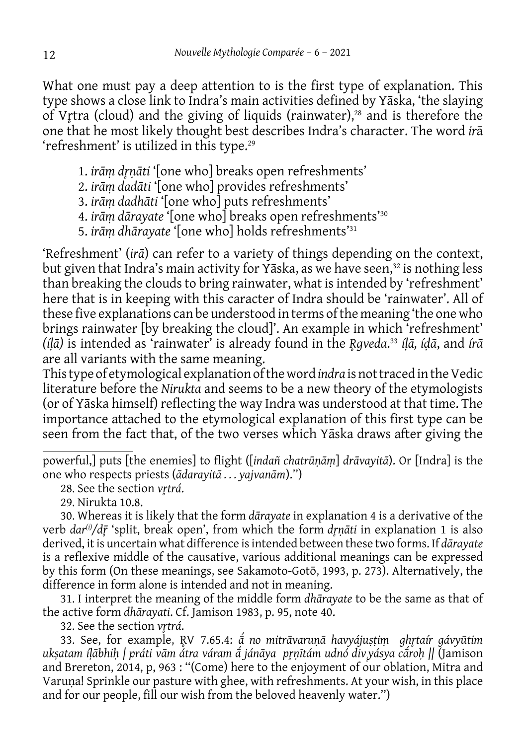What one must pay a deep attention to is the first type of explanation. This type shows a close link to Indra's main activities defined by Yāska, 'the slaying of Vṛtra (cloud) and the giving of liquids (rainwater),[28] and is therefore the one that he most likely thought best describes Indra's character. The word *irā* 'refreshment' is utilized in this type.[29]

1. *irāṃ dṛṇāti* '[one who] breaks open refreshments'
2. *irāṃ dadāti* '[one who] provides refreshments'
3. *irāṃ dadhāti* '[one who] puts refreshments'
4. *irāṃ dārayate* '[one who] breaks open refreshments'[30]
5. *irāṃ dhārayate* '[one who] holds refreshments'[31]

'Refreshment' (*irā*) can refer to a variety of things depending on the context, but given that Indra's main activity for Yāska, as we have seen,[32] is nothing less than breaking the clouds to bring rainwater, what is intended by 'refreshment' here that is in keeping with this caracter of Indra should be 'rainwater'. All of these five explanations can be understood in terms of the meaning 'the one who brings rainwater [by breaking the cloud]'. An example in which 'refreshment' *(íḷā)* is intended as 'rainwater' is already found in the *Ṛgveda*.[33] *íḷā, íḍā*, and *írā* are all variants with the same meaning.

This type of etymological explanation of the word *indra* is not traced in the Vedic literature before the *Nirukta* and seems to be a new theory of the etymologists (or of Yāska himself) reflecting the way Indra was understood at that time. The importance attached to the etymological explanation of this first type can be seen from the fact that, of the two verses which Yāska draws after giving the

---

powerful,] puts [the enemies] to flight ([*indañ chatrūṇāṃ*] *drāvayitā*). Or [Indra] is the one who respects priests (*ādarayitā . . . yajvanām*).")

28. See the section *vṛtrá*.

29. Nirukta 10.8.

30. Whereas it is likely that the form *dārayate* in explanation 4 is a derivative of the verb *dar*[(i)]/*dṝ* 'split, break open', from which the form *dṛṇāti* in explanation 1 is also derived, it is uncertain what difference is intended between these two forms. If *dārayate* is a reflexive middle of the causative, various additional meanings can be expressed by this form (On these meanings, see Sakamoto-Gotō, 1993, p. 273). Alternatively, the difference in form alone is intended and not in meaning.

31. I interpret the meaning of the middle form *dhārayate* to be the same as that of the active form *dhārayati*. Cf. Jamison 1983, p. 95, note 40.

32. See the section *vṛtrá*.

33. See, for example, ṚV 7.65.4: *ā́ no mitrāvaruṇā havyájuṣṭiṃ ghṛtaír gávyūtim ukṣatam íḷābhiḥ | práti vām átra váram ā́ jánāya pṛṇītám udnó divyásya cā́roḥ ||* (Jamison and Brereton, 2014, p, 963 : "(Come) here to the enjoyment of our oblation, Mitra and Varuṇa! Sprinkle our pasture with ghee, with refreshments. At your wish, in this place and for our people, fill our wish from the beloved heavenly water.")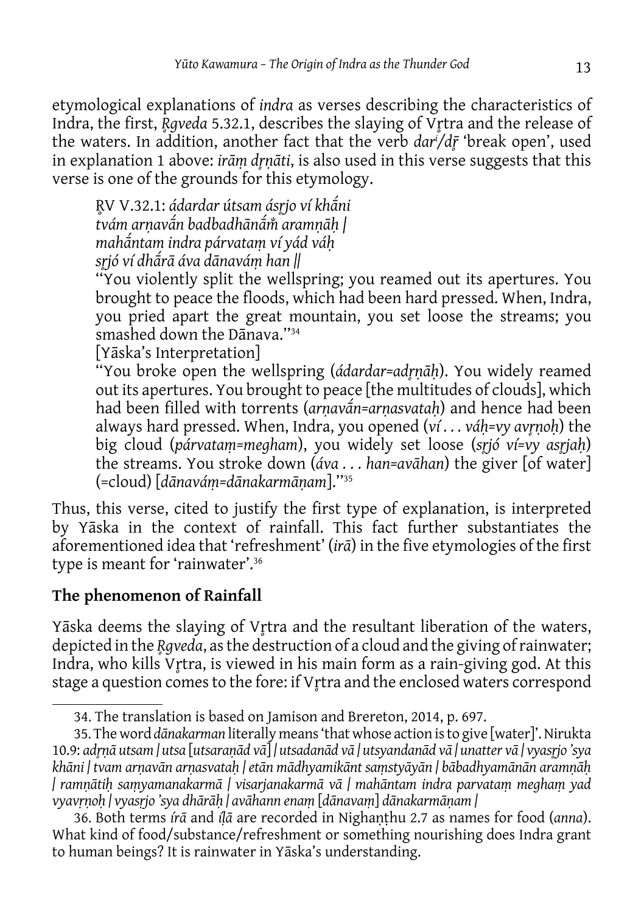etymological explanations of *indra* as verses describing the characteristics of Indra, the first, *R̥gveda* 5.32.1, describes the slaying of Vr̥tra and the release of the waters. In addition, another fact that the verb *dar<sup>i</sup>/dr̥̄* 'break open', used in explanation 1 above: *irāṃ dr̥ṇāti*, is also used in this verse suggests that this verse is one of the grounds for this etymology.

> R̥V V.32.1: *ádardar útsam ásr̥jo ví khā́ni*
> *tvám arṇavā́n badbadhānā́m̐ aramṇāḥ |*
> *mahā́ntam indra párvataṃ ví yád váḥ*
> *sr̥jó ví dhā́rā áva dānaváṃ han ||*
> "You violently split the wellspring; you reamed out its apertures. You brought to peace the floods, which had been hard pressed. When, Indra, you pried apart the great mountain, you set loose the streams; you smashed down the Dānava."[34]
> [Yāska's Interpretation]
> "You broke open the wellspring (*ádardar=adr̥ṇāḥ*). You widely reamed out its apertures. You brought to peace [the multitudes of clouds], which had been filled with torrents (*arṇavā́n=arṇasvataḥ*) and hence had been always hard pressed. When, Indra, you opened (*ví . . . váḥ=vy avr̥ṇoḥ*) the big cloud (*párvataṃ=megham*), you widely set loose (*sr̥jó ví=vy asr̥jaḥ*) the streams. You stroke down (*áva . . . han=avāhan*) the giver [of water] (=cloud) [*dānaváṃ=dānakarmāṇam*]."[35]

Thus, this verse, cited to justify the first type of explanation, is interpreted by Yāska in the context of rainfall. This fact further substantiates the aforementioned idea that 'refreshment' (*irā*) in the five etymologies of the first type is meant for 'rainwater'.[36]

## The phenomenon of Rainfall

Yāska deems the slaying of Vr̥tra and the resultant liberation of the waters, depicted in the *R̥gveda*, as the destruction of a cloud and the giving of rainwater; Indra, who kills Vr̥tra, is viewed in his main form as a rain-giving god. At this stage a question comes to the fore: if Vr̥tra and the enclosed waters correspond

---

34. The translation is based on Jamison and Brereton, 2014, p. 697.

35. The word *dānakarman* literally means 'that whose action is to give [water]'. Nirukta 10.9: *adr̥ṇā utsam | utsa [utsaraṇād vā] | utsadanād vā | utsyandanād vā | unatter vā | vyasr̥jo 'sya khāni | tvam arṇavān arṇasvataḥ | etān mādhyamikānt saṃstyāyān | bābadhyamānān aramṇāḥ | ramṇātiḥ saṃyamanakarmā | visarjanakarmā vā | mahāntam indra parvataṃ meghaṃ yad vyavr̥ṇoḥ | vyasr̥jo 'sya dhārāḥ | avāhann enaṃ [dānavaṃ] dānakarmāṇam |*

36. Both terms *írā* and *íḷā* are recorded in Nighaṇṭhu 2.7 as names for food (*anna*). What kind of food/substance/refreshment or something nourishing does Indra grant to human beings? It is rainwater in Yāska's understanding.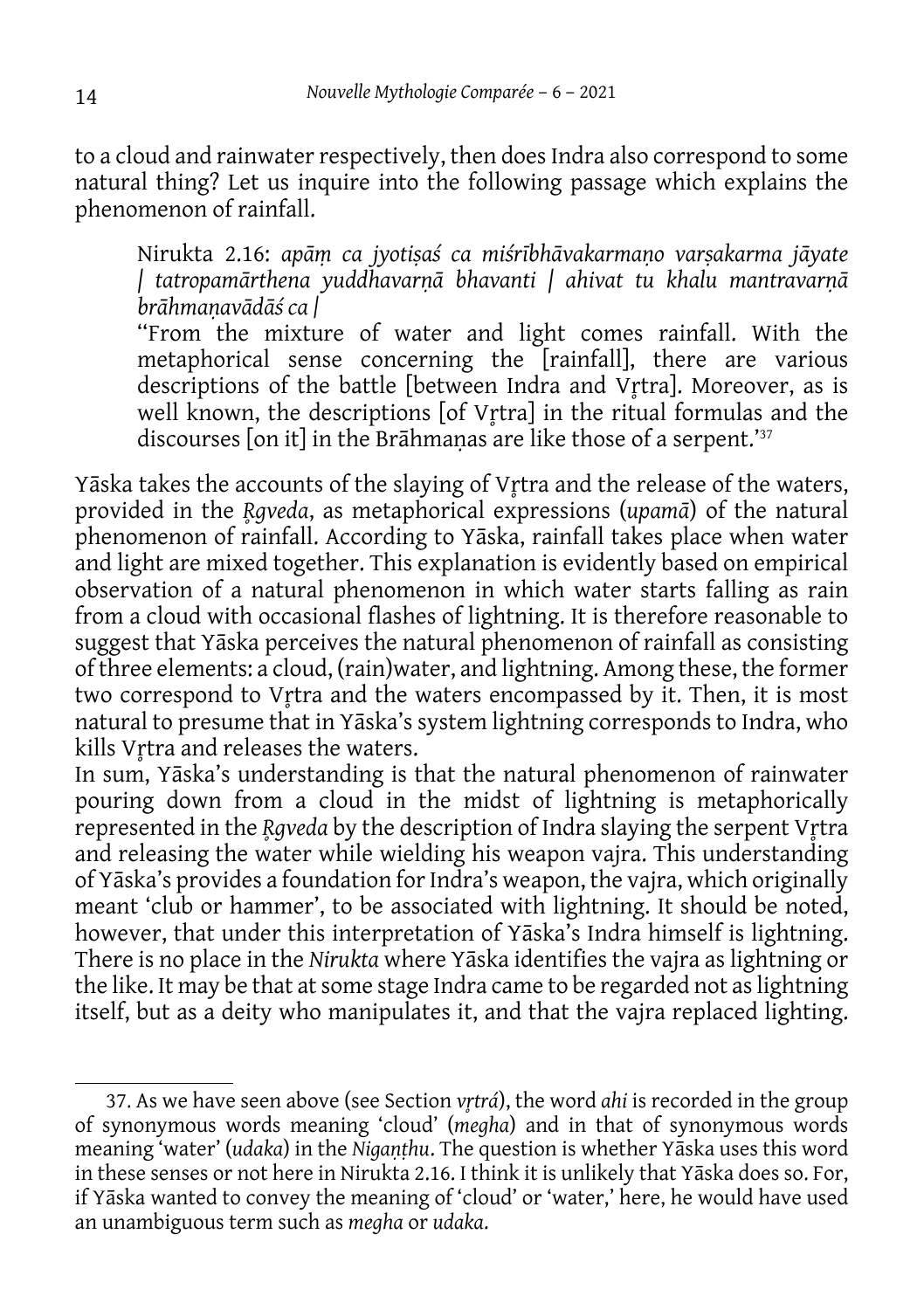to a cloud and rainwater respectively, then does Indra also correspond to some natural thing? Let us inquire into the following passage which explains the phenomenon of rainfall.

> Nirukta 2.16: *apāṃ ca jyotiṣaś ca miśrībhāvakarmaṇo varṣakarma jāyate | tatropamārthena yuddhavarṇā bhavanti | ahivat tu khalu mantravarṇā brāhmaṇavādāś ca |*
> "From the mixture of water and light comes rainfall. With the metaphorical sense concerning the [rainfall], there are various descriptions of the battle [between Indra and Vr̥tra]. Moreover, as is well known, the descriptions [of Vr̥tra] in the ritual formulas and the discourses [on it] in the Brāhmaṇas are like those of a serpent.'[37]

Yāska takes the accounts of the slaying of Vr̥tra and the release of the waters, provided in the *R̥gveda*, as metaphorical expressions (*upamā*) of the natural phenomenon of rainfall. According to Yāska, rainfall takes place when water and light are mixed together. This explanation is evidently based on empirical observation of a natural phenomenon in which water starts falling as rain from a cloud with occasional flashes of lightning. It is therefore reasonable to suggest that Yāska perceives the natural phenomenon of rainfall as consisting of three elements: a cloud, (rain)water, and lightning. Among these, the former two correspond to Vr̥tra and the waters encompassed by it. Then, it is most natural to presume that in Yāska's system lightning corresponds to Indra, who kills Vr̥tra and releases the waters.

In sum, Yāska's understanding is that the natural phenomenon of rainwater pouring down from a cloud in the midst of lightning is metaphorically represented in the *R̥gveda* by the description of Indra slaying the serpent Vr̥tra and releasing the water while wielding his weapon vajra. This understanding of Yāska's provides a foundation for Indra's weapon, the vajra, which originally meant 'club or hammer', to be associated with lightning. It should be noted, however, that under this interpretation of Yāska's Indra himself is lightning. There is no place in the *Nirukta* where Yāska identifies the vajra as lightning or the like. It may be that at some stage Indra came to be regarded not as lightning itself, but as a deity who manipulates it, and that the vajra replaced lighting.

---

37. As we have seen above (see Section *vr̥trá*), the word *ahi* is recorded in the group of synonymous words meaning 'cloud' (*megha*) and in that of synonymous words meaning 'water' (*udaka*) in the *Nigaṇṭhu*. The question is whether Yāska uses this word in these senses or not here in Nirukta 2.16. I think it is unlikely that Yāska does so. For, if Yāska wanted to convey the meaning of 'cloud' or 'water,' here, he would have used an unambiguous term such as *megha* or *udaka*.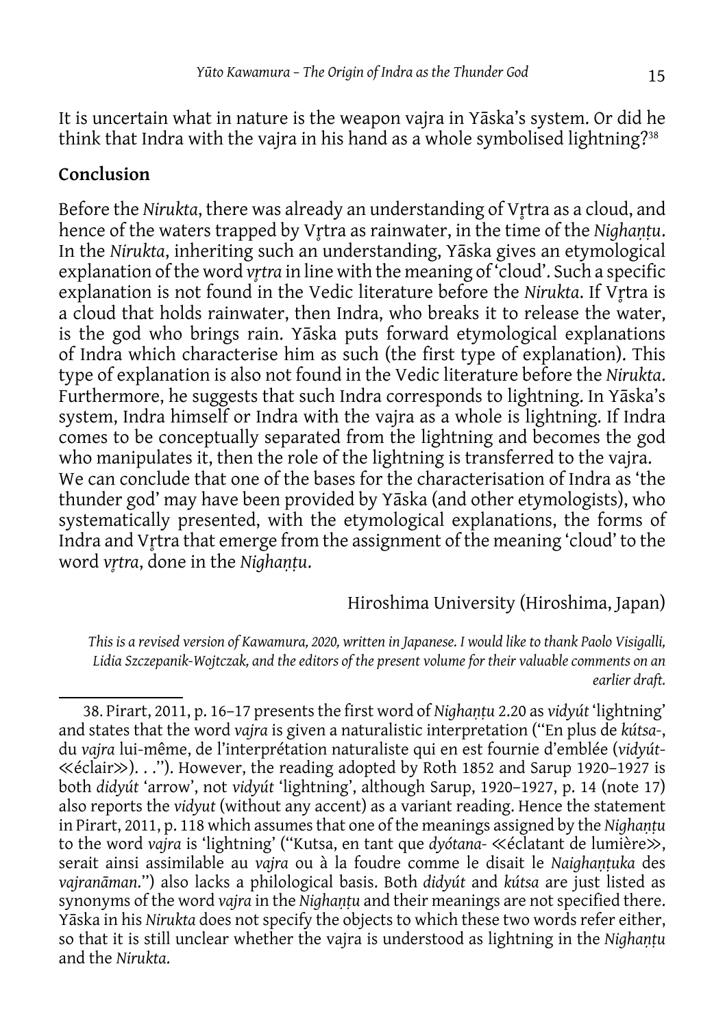It is uncertain what in nature is the weapon vajra in Yāska's system. Or did he think that Indra with the vajra in his hand as a whole symbolised lightning?[38]

## Conclusion

Before the *Nirukta*, there was already an understanding of Vr̥tra as a cloud, and hence of the waters trapped by Vr̥tra as rainwater, in the time of the *Nighaṇṭu*. In the *Nirukta*, inheriting such an understanding, Yāska gives an etymological explanation of the word *vr̥tra* in line with the meaning of 'cloud'. Such a specific explanation is not found in the Vedic literature before the *Nirukta*. If Vr̥tra is a cloud that holds rainwater, then Indra, who breaks it to release the water, is the god who brings rain. Yāska puts forward etymological explanations of Indra which characterise him as such (the first type of explanation). This type of explanation is also not found in the Vedic literature before the *Nirukta*. Furthermore, he suggests that such Indra corresponds to lightning. In Yāska's system, Indra himself or Indra with the vajra as a whole is lightning. If Indra comes to be conceptually separated from the lightning and becomes the god who manipulates it, then the role of the lightning is transferred to the vajra.
We can conclude that one of the bases for the characterisation of Indra as 'the thunder god' may have been provided by Yāska (and other etymologists), who systematically presented, with the etymological explanations, the forms of Indra and Vr̥tra that emerge from the assignment of the meaning 'cloud' to the word *vr̥tra*, done in the *Nighaṇṭu*.

Hiroshima University (Hiroshima, Japan)

*This is a revised version of Kawamura, 2020, written in Japanese. I would like to thank Paolo Visigalli, Lidia Szczepanik-Wojtczak, and the editors of the present volume for their valuable comments on an earlier draft.*

---

38. Pirart, 2011, p. 16–17 presents the first word of *Nighaṇṭu* 2.20 as *vidyút* 'lightning' and states that the word *vajra* is given a naturalistic interpretation ("En plus de *kútsa*-, du *vajra* lui-même, de l'interprétation naturaliste qui en est fournie d'emblée (*vidyút*- ≪éclair≫). . ."). However, the reading adopted by Roth 1852 and Sarup 1920–1927 is both *didyút* 'arrow', not *vidyút* 'lightning', although Sarup, 1920–1927, p. 14 (note 17) also reports the *vidyut* (without any accent) as a variant reading. Hence the statement in Pirart, 2011, p. 118 which assumes that one of the meanings assigned by the *Nighaṇṭu* to the word *vajra* is 'lightning' ("Kutsa, en tant que *dyótana*- ≪éclatant de lumière≫, serait ainsi assimilable au *vajra* ou à la foudre comme le disait le *Naighaṇṭuka* des *vajranāman*.") also lacks a philological basis. Both *didyút* and *kútsa* are just listed as synonyms of the word *vajra* in the *Nighaṇṭu* and their meanings are not specified there. Yāska in his *Nirukta* does not specify the objects to which these two words refer either, so that it is still unclear whether the vajra is understood as lightning in the *Nighaṇṭu* and the *Nirukta*.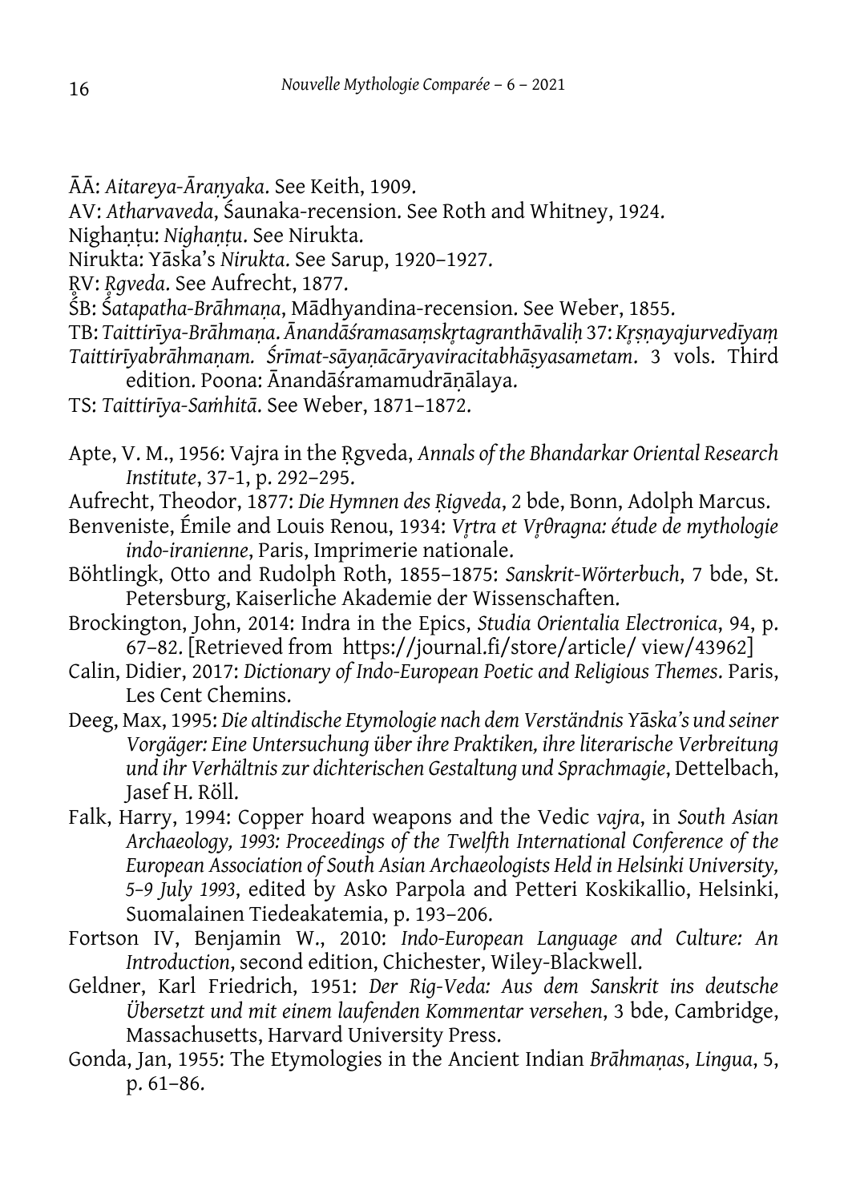ĀĀ: *Aitareya-Āraṇyaka*. See Keith, 1909.

AV: *Atharvaveda*, Śaunaka-recension. See Roth and Whitney, 1924.

Nighaṇṭu: *Nighaṇṭu*. See Nirukta.

Nirukta: Yāska's *Nirukta*. See Sarup, 1920–1927.

ṚV: *Ṛgveda*. See Aufrecht, 1877.

ŚB: *Śatapatha-Brāhmaṇa*, Mādhyandina-recension. See Weber, 1855.

TB: *Taittirīya-Brāhmaṇa*. *Ānandāśramasaṃskr̥tagranthāvaliḥ* 37: *Kr̥ṣṇayajurvedīyaṃ Taittirīyabrāhmaṇam. Śrīmat-sāyaṇācāryaviracitabhāṣyasametam*. 3 vols. Third edition. Poona: Ānandāśramamudrāṇālaya.

TS: *Taittirīya-Saṁhitā*. See Weber, 1871–1872.

Apte, V. M., 1956: Vajra in the Ṛgveda, *Annals of the Bhandarkar Oriental Research Institute*, 37-1, p. 292–295.

Aufrecht, Theodor, 1877: *Die Hymnen des Ṛigveda*, 2 bde, Bonn, Adolph Marcus.

Benveniste, Émile and Louis Renou, 1934: *Vr̥tra et Vr̥θragna: étude de mythologie indo-iranienne*, Paris, Imprimerie nationale.

Böhtlingk, Otto and Rudolph Roth, 1855–1875: *Sanskrit-Wörterbuch*, 7 bde, St. Petersburg, Kaiserliche Akademie der Wissenschaften.

Brockington, John, 2014: Indra in the Epics, *Studia Orientalia Electronica*, 94, p. 67–82. [Retrieved from https://journal.fi/store/article/ view/43962]

Calin, Didier, 2017: *Dictionary of Indo-European Poetic and Religious Themes*. Paris, Les Cent Chemins.

Deeg, Max, 1995: *Die altindische Etymologie nach dem Verständnis Yāska's und seiner Vorgäger: Eine Untersuchung über ihre Praktiken, ihre literarische Verbreitung und ihr Verhältnis zur dichterischen Gestaltung und Sprachmagie*, Dettelbach, Jasef H. Röll.

Falk, Harry, 1994: Copper hoard weapons and the Vedic *vajra*, in *South Asian Archaeology, 1993: Proceedings of the Twelfth International Conference of the European Association of South Asian Archaeologists Held in Helsinki University, 5–9 July 1993*, edited by Asko Parpola and Petteri Koskikallio, Helsinki, Suomalainen Tiedeakatemia, p. 193–206.

Fortson IV, Benjamin W., 2010: *Indo-European Language and Culture: An Introduction*, second edition, Chichester, Wiley-Blackwell.

Geldner, Karl Friedrich, 1951: *Der Rig-Veda: Aus dem Sanskrit ins deutsche Übersetzt und mit einem laufenden Kommentar versehen*, 3 bde, Cambridge, Massachusetts, Harvard University Press.

Gonda, Jan, 1955: The Etymologies in the Ancient Indian *Brāhmaṇas*, *Lingua*, 5, p. 61–86.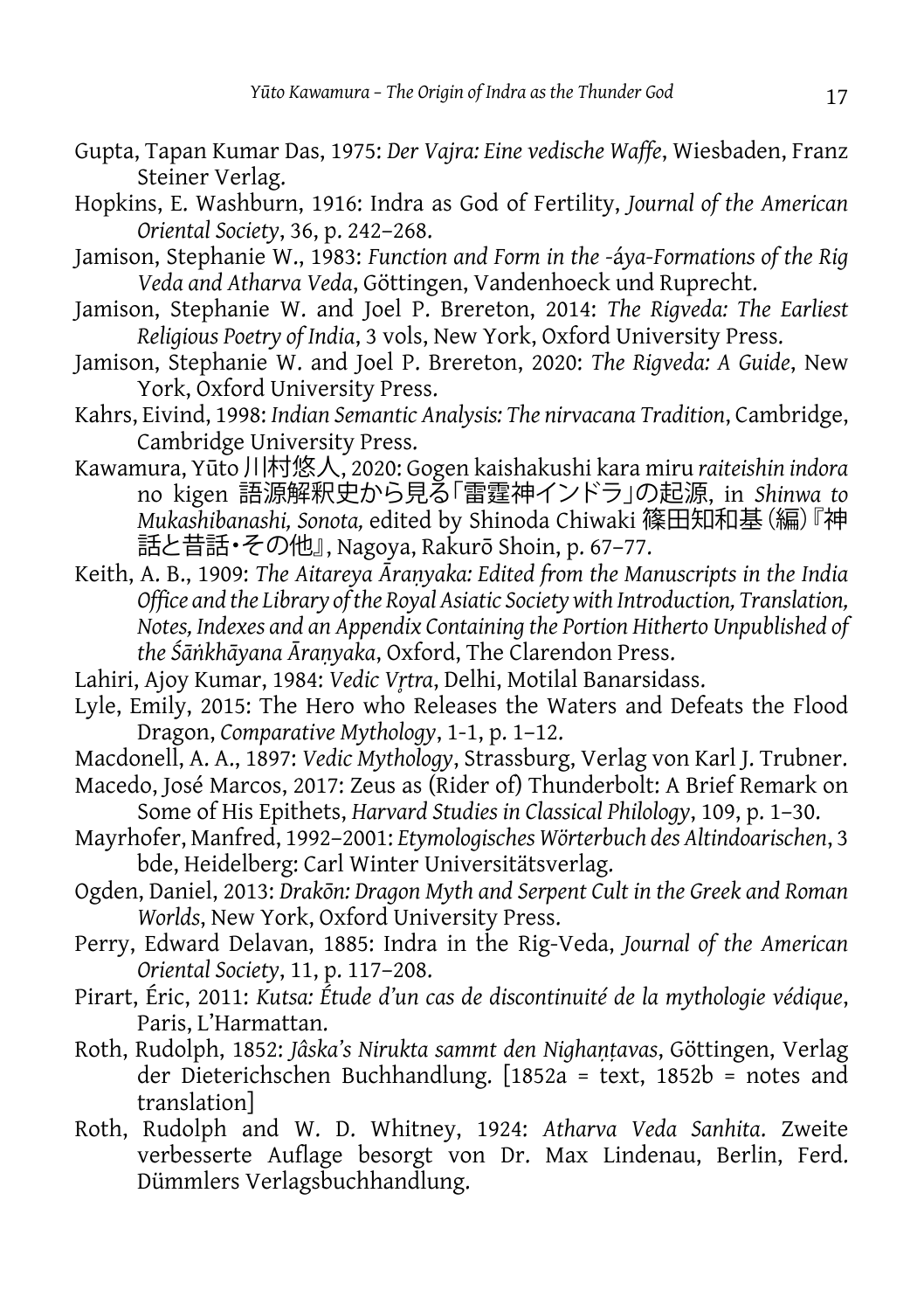Gupta, Tapan Kumar Das, 1975: *Der Vajra: Eine vedische Waffe*, Wiesbaden, Franz Steiner Verlag.

Hopkins, E. Washburn, 1916: Indra as God of Fertility, *Journal of the American Oriental Society*, 36, p. 242–268.

Jamison, Stephanie W., 1983: *Function and Form in the -áya-Formations of the Rig Veda and Atharva Veda*, Göttingen, Vandenhoeck und Ruprecht.

Jamison, Stephanie W. and Joel P. Brereton, 2014: *The Rigveda: The Earliest Religious Poetry of India*, 3 vols, New York, Oxford University Press.

Jamison, Stephanie W. and Joel P. Brereton, 2020: *The Rigveda: A Guide*, New York, Oxford University Press.

Kahrs, Eivind, 1998: *Indian Semantic Analysis: The nirvacana Tradition*, Cambridge, Cambridge University Press.

Kawamura, Yūto 川村悠人, 2020: Gogen kaishakushi kara miru *raiteishin indora* no kigen 語源解釈史から見る「雷霆神インドラ」の起源, in *Shinwa to Mukashibanashi, Sonota,* edited by Shinoda Chiwaki 篠田知和基（編）『神話と昔話・その他』, Nagoya, Rakurō Shoin, p. 67–77.

Keith, A. B., 1909: *The Aitareya Āraṇyaka: Edited from the Manuscripts in the India Office and the Library of the Royal Asiatic Society with Introduction, Translation, Notes, Indexes and an Appendix Containing the Portion Hitherto Unpublished of the Śāṅkhāyana Āraṇyaka*, Oxford, The Clarendon Press.

Lahiri, Ajoy Kumar, 1984: *Vedic Vṛtra*, Delhi, Motilal Banarsidass.

Lyle, Emily, 2015: The Hero who Releases the Waters and Defeats the Flood Dragon, *Comparative Mythology*, 1-1, p. 1–12.

Macdonell, A. A., 1897: *Vedic Mythology*, Strassburg, Verlag von Karl J. Trubner.

Macedo, José Marcos, 2017: Zeus as (Rider of) Thunderbolt: A Brief Remark on Some of His Epithets, *Harvard Studies in Classical Philology*, 109, p. 1–30.

Mayrhofer, Manfred, 1992–2001: *Etymologisches Wörterbuch des Altindoarischen*, 3 bde, Heidelberg: Carl Winter Universitätsverlag.

Ogden, Daniel, 2013: *Drakōn: Dragon Myth and Serpent Cult in the Greek and Roman Worlds*, New York, Oxford University Press.

Perry, Edward Delavan, 1885: Indra in the Rig-Veda, *Journal of the American Oriental Society*, 11, p. 117–208.

Pirart, Éric, 2011: *Kutsa: Étude d'un cas de discontinuité de la mythologie védique*, Paris, L'Harmattan.

Roth, Rudolph, 1852: *Jâska's Nirukta sammt den Nighaṇṭavas*, Göttingen, Verlag der Dieterichschen Buchhandlung. [1852a = text, 1852b = notes and translation]

Roth, Rudolph and W. D. Whitney, 1924: *Atharva Veda Sanhita*. Zweite verbesserte Auflage besorgt von Dr. Max Lindenau, Berlin, Ferd. Dümmlers Verlagsbuchhandlung.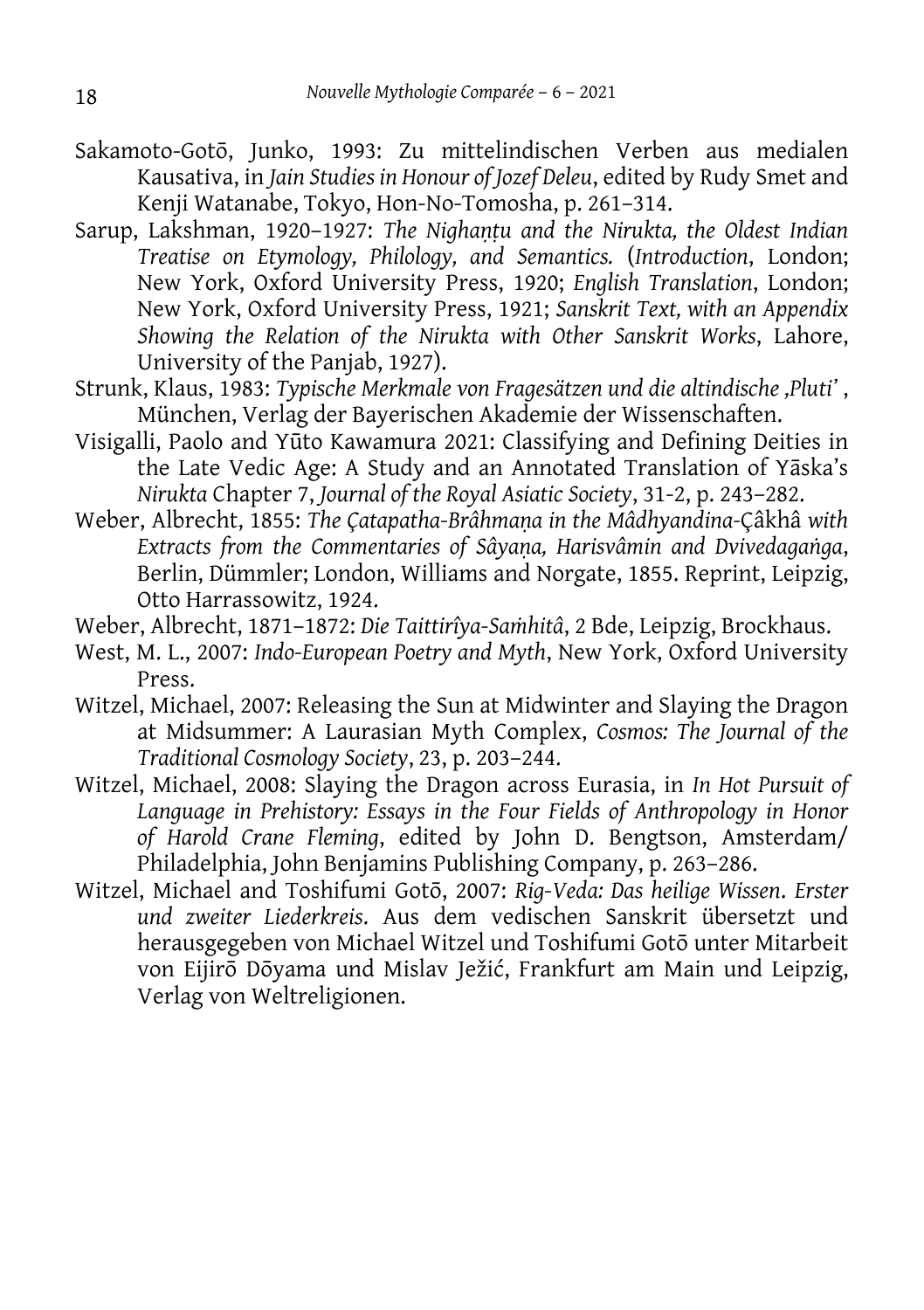Sakamoto-Gotō, Junko, 1993: Zu mittelindischen Verben aus medialen Kausativa, in *Jain Studies in Honour of Jozef Deleu*, edited by Rudy Smet and Kenji Watanabe, Tokyo, Hon-No-Tomosha, p. 261–314.

Sarup, Lakshman, 1920–1927: *The Nighaṇṭu and the Nirukta, the Oldest Indian Treatise on Etymology, Philology, and Semantics.* (*Introduction*, London; New York, Oxford University Press, 1920; *English Translation*, London; New York, Oxford University Press, 1921; *Sanskrit Text, with an Appendix Showing the Relation of the Nirukta with Other Sanskrit Works*, Lahore, University of the Panjab, 1927).

Strunk, Klaus, 1983: *Typische Merkmale von Fragesätzen und die altindische ‚Pluti'* , München, Verlag der Bayerischen Akademie der Wissenschaften.

Visigalli, Paolo and Yūto Kawamura 2021: Classifying and Defining Deities in the Late Vedic Age: A Study and an Annotated Translation of Yāska's *Nirukta* Chapter 7, *Journal of the Royal Asiatic Society*, 31-2, p. 243–282.

Weber, Albrecht, 1855: *The Çatapatha-Brâhmaṇa in the Mâdhyandina-*Çâkhâ *with Extracts from the Commentaries of Sâyaṇa, Harisvâmin and Dvivedagaṅga*, Berlin, Dümmler; London, Williams and Norgate, 1855. Reprint, Leipzig, Otto Harrassowitz, 1924.

Weber, Albrecht, 1871–1872: *Die Taittirîya-Saṁhitâ*, 2 Bde, Leipzig, Brockhaus.

West, M. L., 2007: *Indo-European Poetry and Myth*, New York, Oxford University Press.

Witzel, Michael, 2007: Releasing the Sun at Midwinter and Slaying the Dragon at Midsummer: A Laurasian Myth Complex, *Cosmos: The Journal of the Traditional Cosmology Society*, 23, p. 203–244.

Witzel, Michael, 2008: Slaying the Dragon across Eurasia, in *In Hot Pursuit of Language in Prehistory: Essays in the Four Fields of Anthropology in Honor of Harold Crane Fleming*, edited by John D. Bengtson, Amsterdam/ Philadelphia, John Benjamins Publishing Company, p. 263–286.

Witzel, Michael and Toshifumi Gotō, 2007: *Rig-Veda: Das heilige Wissen. Erster und zweiter Liederkreis*. Aus dem vedischen Sanskrit übersetzt und herausgegeben von Michael Witzel und Toshifumi Gotō unter Mitarbeit von Eijirō Dōyama und Mislav Ježić, Frankfurt am Main und Leipzig, Verlag von Weltreligionen.